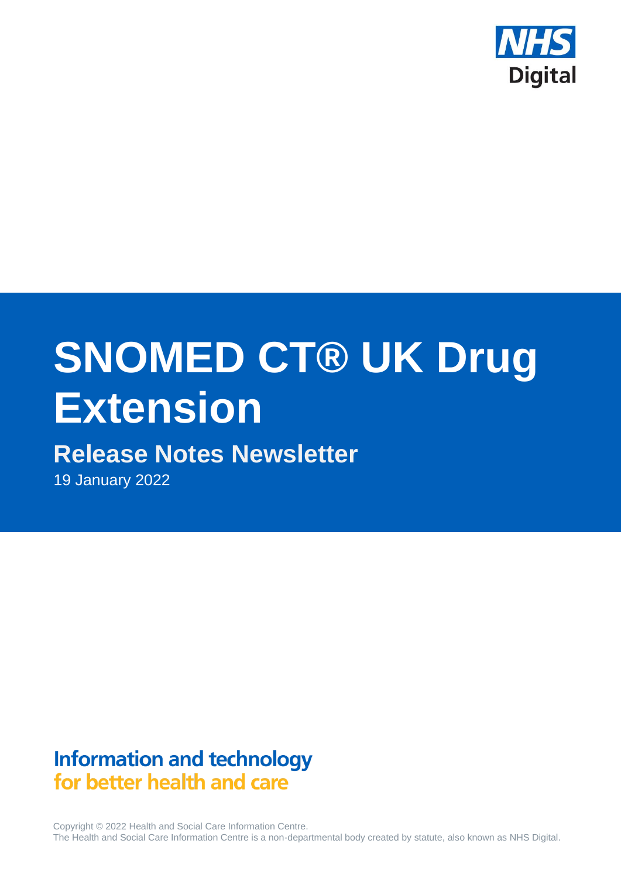NHS Digital

# SNOMED CT® UK Drug Extension

## Release Notes Newsletter

19 January 2022

**Information and technology**
**for better health and care**

Copyright © 2022 Health and Social Care Information Centre.
The Health and Social Care Information Centre is a non-departmental body created by statute, also known as NHS Digital.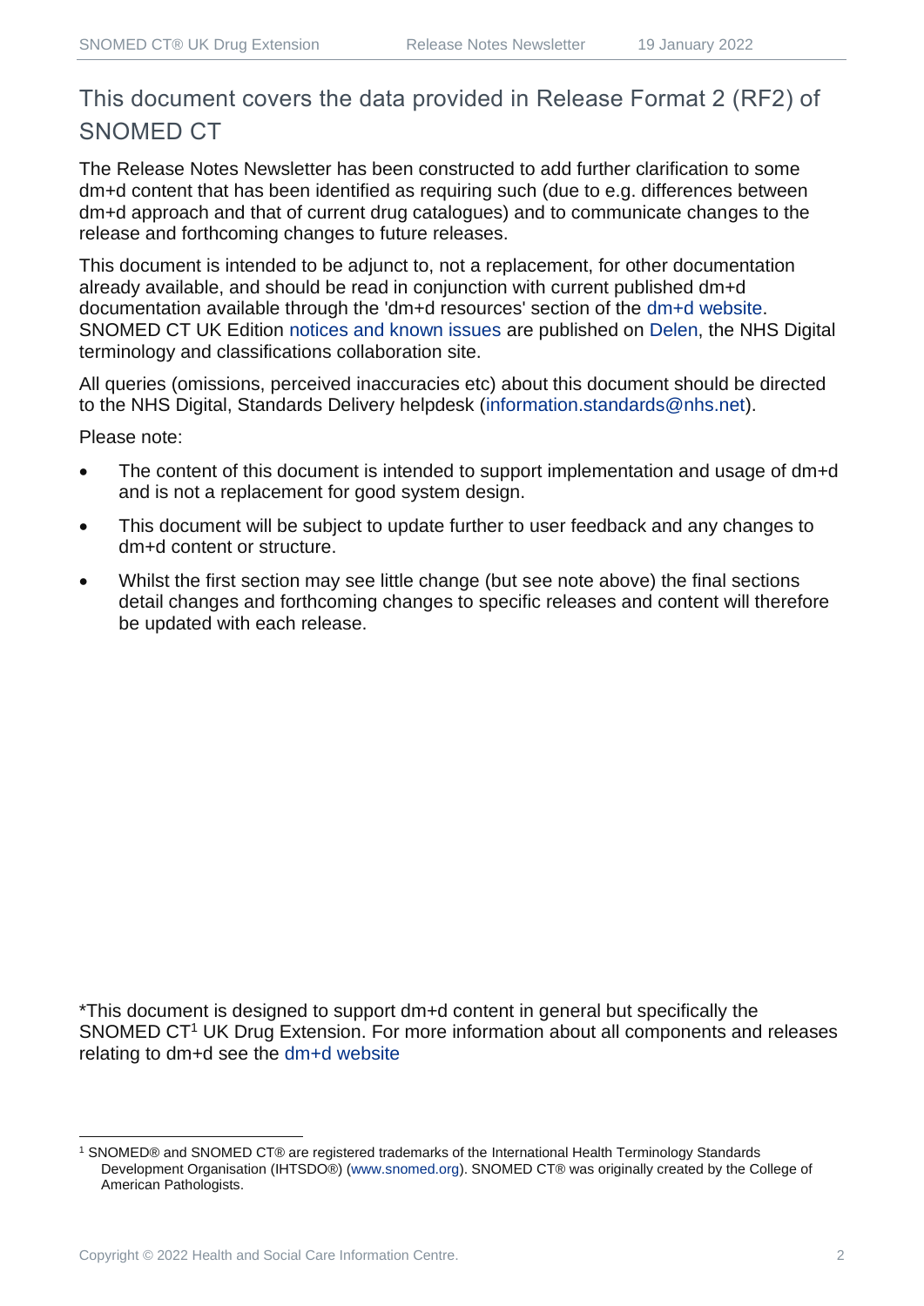## This document covers the data provided in Release Format 2 (RF2) of SNOMED CT

The Release Notes Newsletter has been constructed to add further clarification to some dm+d content that has been identified as requiring such (due to e.g. differences between dm+d approach and that of current drug catalogues) and to communicate changes to the release and forthcoming changes to future releases.

This document is intended to be adjunct to, not a replacement, for other documentation already available, and should be read in conjunction with current published dm+d documentation available through the 'dm+d resources' section of the dm+d website. SNOMED CT UK Edition notices and known issues are published on Delen, the NHS Digital terminology and classifications collaboration site.

All queries (omissions, perceived inaccuracies etc) about this document should be directed to the NHS Digital, Standards Delivery helpdesk (information.standards@nhs.net).

Please note:

- The content of this document is intended to support implementation and usage of dm+d and is not a replacement for good system design.
- This document will be subject to update further to user feedback and any changes to dm+d content or structure.
- Whilst the first section may see little change (but see note above) the final sections detail changes and forthcoming changes to specific releases and content will therefore be updated with each release.

*This document is designed to support dm+d content in general but specifically the SNOMED CT[1] UK Drug Extension. For more information about all components and releases relating to dm+d see the dm+d website

[1] SNOMED® and SNOMED CT® are registered trademarks of the International Health Terminology Standards Development Organisation (IHTSDO®) (www.snomed.org). SNOMED CT® was originally created by the College of American Pathologists.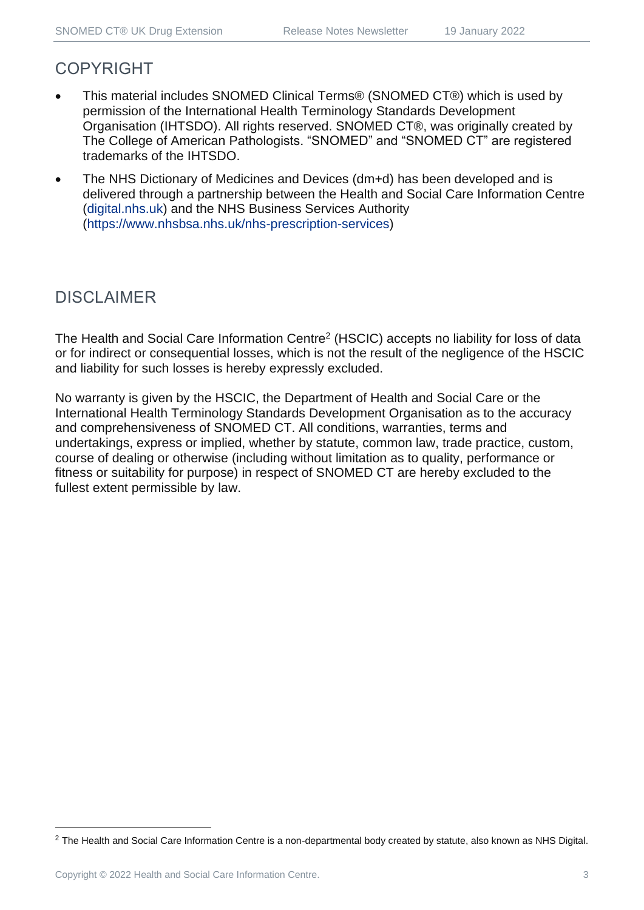## COPYRIGHT

- This material includes SNOMED Clinical Terms® (SNOMED CT®) which is used by permission of the International Health Terminology Standards Development Organisation (IHTSDO). All rights reserved. SNOMED CT®, was originally created by The College of American Pathologists. "SNOMED" and "SNOMED CT" are registered trademarks of the IHTSDO.
- The NHS Dictionary of Medicines and Devices (dm+d) has been developed and is delivered through a partnership between the Health and Social Care Information Centre (digital.nhs.uk) and the NHS Business Services Authority (https://www.nhsbsa.nhs.uk/nhs-prescription-services)

## DISCLAIMER

The Health and Social Care Information Centre[2] (HSCIC) accepts no liability for loss of data or for indirect or consequential losses, which is not the result of the negligence of the HSCIC and liability for such losses is hereby expressly excluded.

No warranty is given by the HSCIC, the Department of Health and Social Care or the International Health Terminology Standards Development Organisation as to the accuracy and comprehensiveness of SNOMED CT. All conditions, warranties, terms and undertakings, express or implied, whether by statute, common law, trade practice, custom, course of dealing or otherwise (including without limitation as to quality, performance or fitness or suitability for purpose) in respect of SNOMED CT are hereby excluded to the fullest extent permissible by law.

---

[2] The Health and Social Care Information Centre is a non-departmental body created by statute, also known as NHS Digital.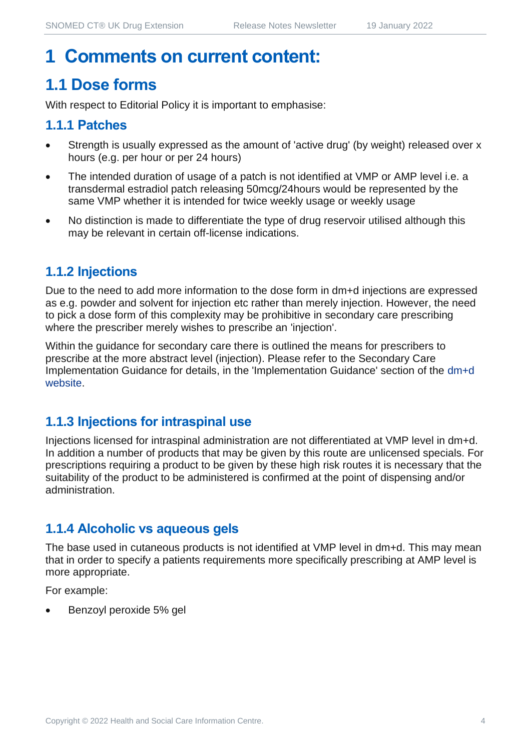# 1 Comments on current content:

## 1.1 Dose forms

With respect to Editorial Policy it is important to emphasise:

### 1.1.1 Patches

- Strength is usually expressed as the amount of 'active drug' (by weight) released over x hours (e.g. per hour or per 24 hours)
- The intended duration of usage of a patch is not identified at VMP or AMP level i.e. a transdermal estradiol patch releasing 50mcg/24hours would be represented by the same VMP whether it is intended for twice weekly usage or weekly usage
- No distinction is made to differentiate the type of drug reservoir utilised although this may be relevant in certain off-license indications.

### 1.1.2 Injections

Due to the need to add more information to the dose form in dm+d injections are expressed as e.g. powder and solvent for injection etc rather than merely injection. However, the need to pick a dose form of this complexity may be prohibitive in secondary care prescribing where the prescriber merely wishes to prescribe an 'injection'.

Within the guidance for secondary care there is outlined the means for prescribers to prescribe at the more abstract level (injection). Please refer to the Secondary Care Implementation Guidance for details, in the 'Implementation Guidance' section of the dm+d website.

### 1.1.3 Injections for intraspinal use

Injections licensed for intraspinal administration are not differentiated at VMP level in dm+d. In addition a number of products that may be given by this route are unlicensed specials. For prescriptions requiring a product to be given by these high risk routes it is necessary that the suitability of the product to be administered is confirmed at the point of dispensing and/or administration.

### 1.1.4 Alcoholic vs aqueous gels

The base used in cutaneous products is not identified at VMP level in dm+d. This may mean that in order to specify a patients requirements more specifically prescribing at AMP level is more appropriate.

For example:

- Benzoyl peroxide 5% gel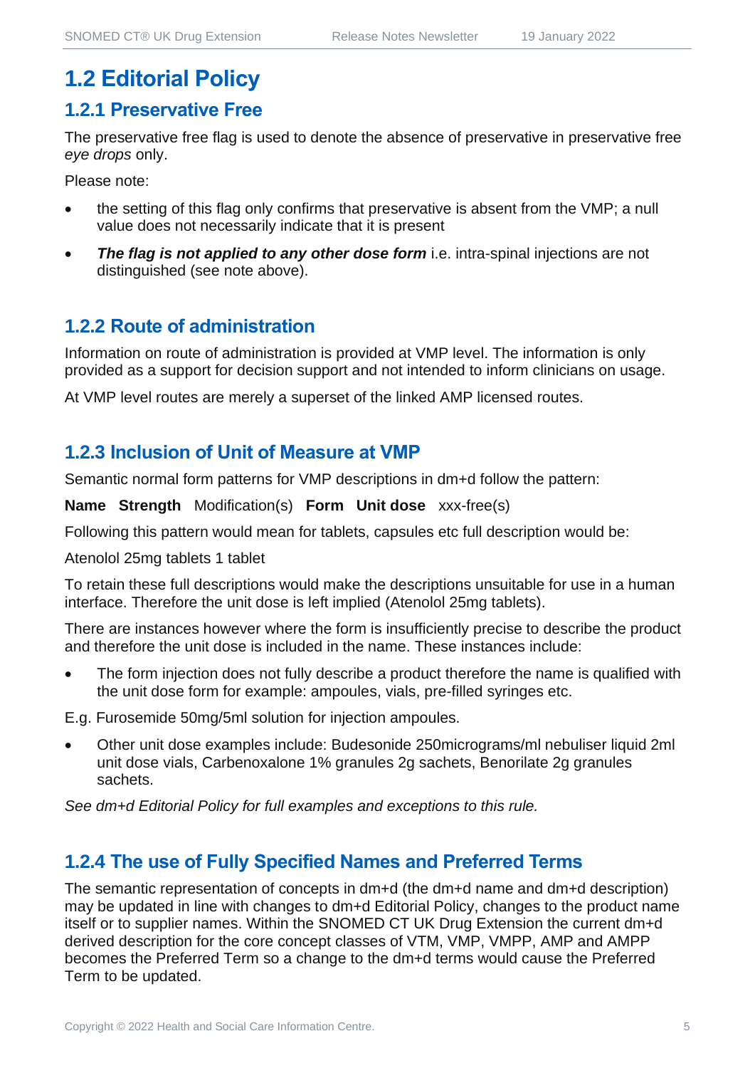## 1.2 Editorial Policy

### 1.2.1 Preservative Free

The preservative free flag is used to denote the absence of preservative in preservative free *eye drops* only.

Please note:

- the setting of this flag only confirms that preservative is absent from the VMP; a null value does not necessarily indicate that it is present
- ***The flag is not applied to any other dose form*** i.e. intra-spinal injections are not distinguished (see note above).

### 1.2.2 Route of administration

Information on route of administration is provided at VMP level. The information is only provided as a support for decision support and not intended to inform clinicians on usage.

At VMP level routes are merely a superset of the linked AMP licensed routes.

### 1.2.3 Inclusion of Unit of Measure at VMP

Semantic normal form patterns for VMP descriptions in dm+d follow the pattern:

**Name Strength** Modification(s) **Form Unit dose** xxx-free(s)

Following this pattern would mean for tablets, capsules etc full description would be:

Atenolol 25mg tablets 1 tablet

To retain these full descriptions would make the descriptions unsuitable for use in a human interface. Therefore the unit dose is left implied (Atenolol 25mg tablets).

There are instances however where the form is insufficiently precise to describe the product and therefore the unit dose is included in the name. These instances include:

- The form injection does not fully describe a product therefore the name is qualified with the unit dose form for example: ampoules, vials, pre-filled syringes etc.

E.g. Furosemide 50mg/5ml solution for injection ampoules.

- Other unit dose examples include: Budesonide 250micrograms/ml nebuliser liquid 2ml unit dose vials, Carbenoxalone 1% granules 2g sachets, Benorilate 2g granules sachets.

*See dm+d Editorial Policy for full examples and exceptions to this rule.*

### 1.2.4 The use of Fully Specified Names and Preferred Terms

The semantic representation of concepts in dm+d (the dm+d name and dm+d description) may be updated in line with changes to dm+d Editorial Policy, changes to the product name itself or to supplier names. Within the SNOMED CT UK Drug Extension the current dm+d derived description for the core concept classes of VTM, VMP, VMPP, AMP and AMPP becomes the Preferred Term so a change to the dm+d terms would cause the Preferred Term to be updated.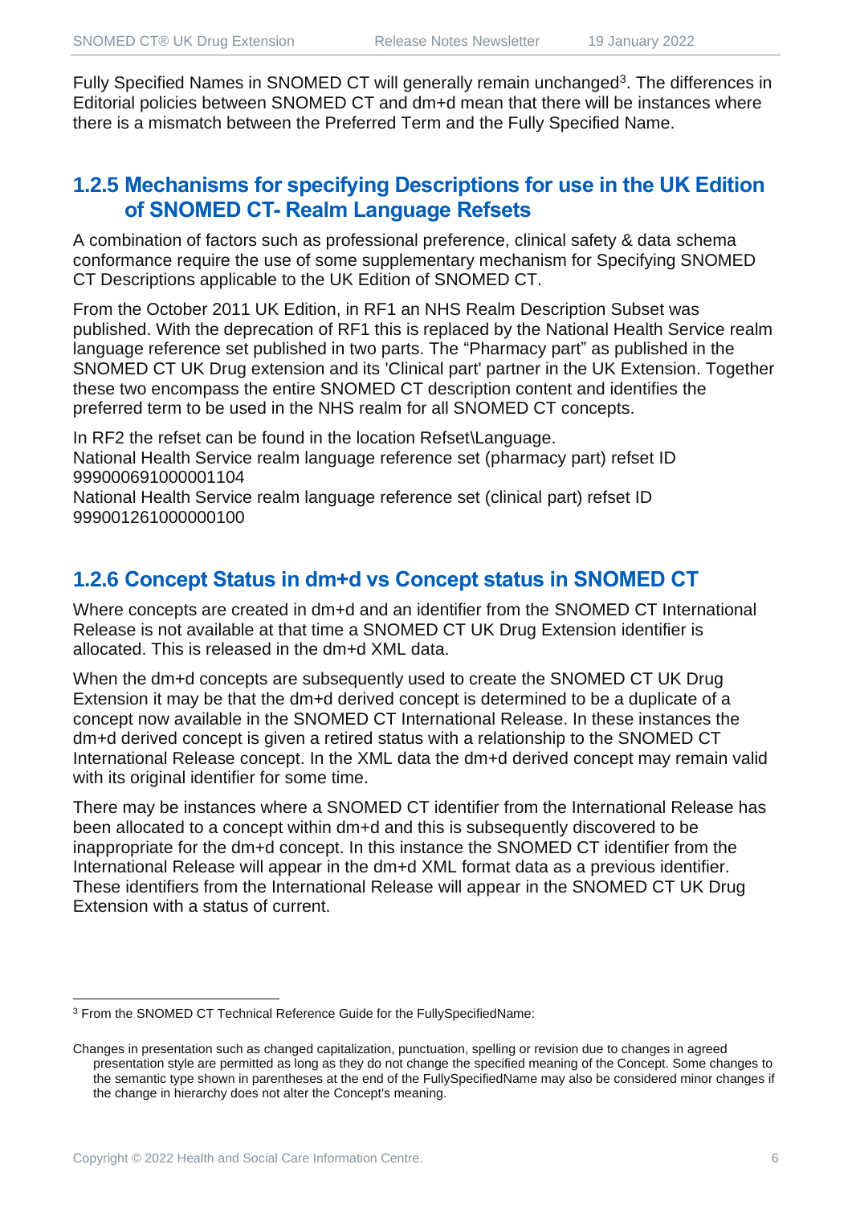Fully Specified Names in SNOMED CT will generally remain unchanged[3]. The differences in Editorial policies between SNOMED CT and dm+d mean that there will be instances where there is a mismatch between the Preferred Term and the Fully Specified Name.

### 1.2.5 Mechanisms for specifying Descriptions for use in the UK Edition of SNOMED CT- Realm Language Refsets

A combination of factors such as professional preference, clinical safety & data schema conformance require the use of some supplementary mechanism for Specifying SNOMED CT Descriptions applicable to the UK Edition of SNOMED CT.

From the October 2011 UK Edition, in RF1 an NHS Realm Description Subset was published. With the deprecation of RF1 this is replaced by the National Health Service realm language reference set published in two parts. The "Pharmacy part" as published in the SNOMED CT UK Drug extension and its 'Clinical part' partner in the UK Extension. Together these two encompass the entire SNOMED CT description content and identifies the preferred term to be used in the NHS realm for all SNOMED CT concepts.

In RF2 the refset can be found in the location Refset\Language.
National Health Service realm language reference set (pharmacy part) refset ID 999000691000001104
National Health Service realm language reference set (clinical part) refset ID 999001261000000100

### 1.2.6 Concept Status in dm+d vs Concept status in SNOMED CT

Where concepts are created in dm+d and an identifier from the SNOMED CT International Release is not available at that time a SNOMED CT UK Drug Extension identifier is allocated. This is released in the dm+d XML data.

When the dm+d concepts are subsequently used to create the SNOMED CT UK Drug Extension it may be that the dm+d derived concept is determined to be a duplicate of a concept now available in the SNOMED CT International Release. In these instances the dm+d derived concept is given a retired status with a relationship to the SNOMED CT International Release concept. In the XML data the dm+d derived concept may remain valid with its original identifier for some time.

There may be instances where a SNOMED CT identifier from the International Release has been allocated to a concept within dm+d and this is subsequently discovered to be inappropriate for the dm+d concept. In this instance the SNOMED CT identifier from the International Release will appear in the dm+d XML format data as a previous identifier. These identifiers from the International Release will appear in the SNOMED CT UK Drug Extension with a status of current.

---

[3] From the SNOMED CT Technical Reference Guide for the FullySpecifiedName:

Changes in presentation such as changed capitalization, punctuation, spelling or revision due to changes in agreed presentation style are permitted as long as they do not change the specified meaning of the Concept. Some changes to the semantic type shown in parentheses at the end of the FullySpecifiedName may also be considered minor changes if the change in hierarchy does not alter the Concept's meaning.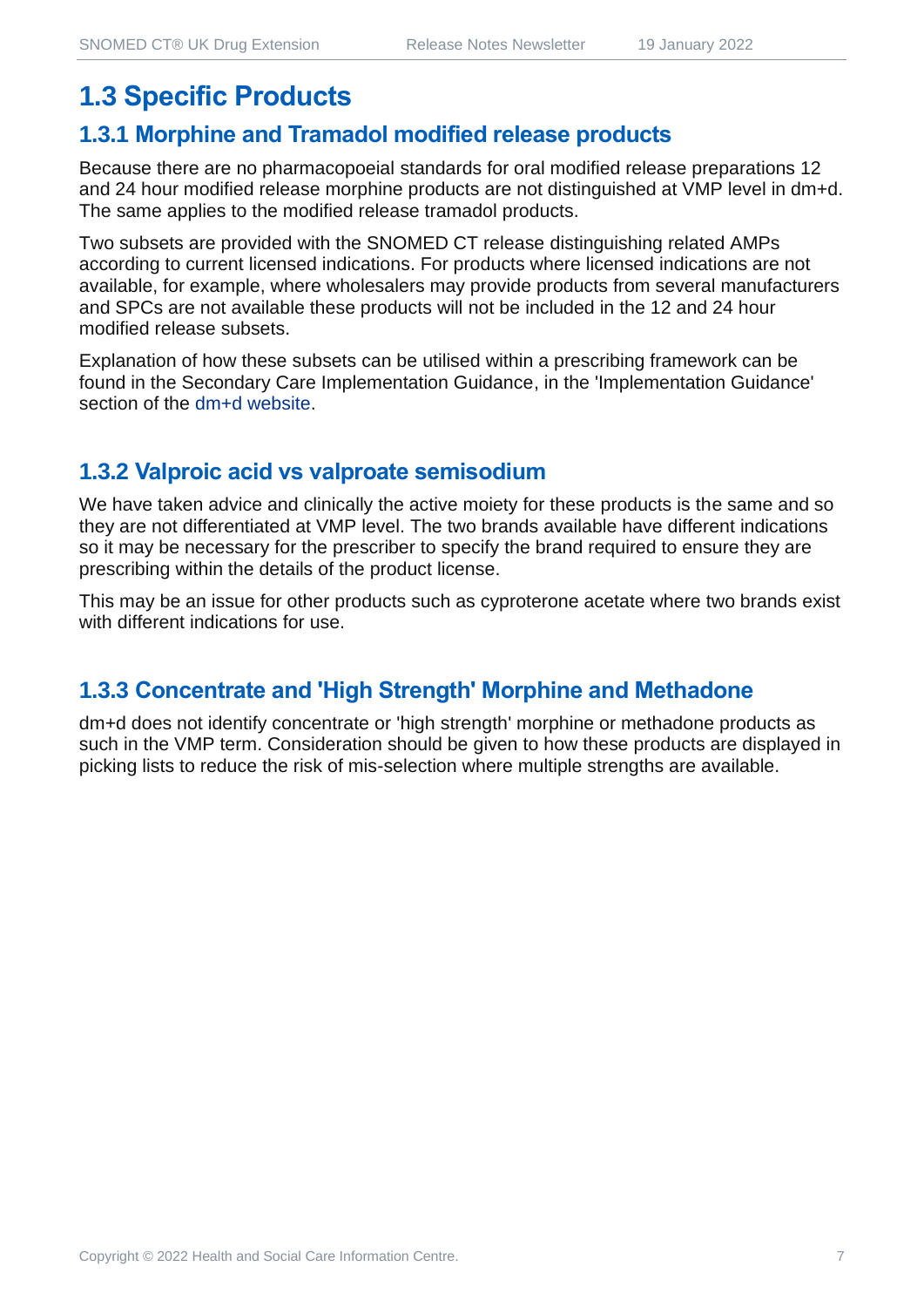## 1.3 Specific Products

### 1.3.1 Morphine and Tramadol modified release products

Because there are no pharmacopoeial standards for oral modified release preparations 12 and 24 hour modified release morphine products are not distinguished at VMP level in dm+d. The same applies to the modified release tramadol products.

Two subsets are provided with the SNOMED CT release distinguishing related AMPs according to current licensed indications. For products where licensed indications are not available, for example, where wholesalers may provide products from several manufacturers and SPCs are not available these products will not be included in the 12 and 24 hour modified release subsets.

Explanation of how these subsets can be utilised within a prescribing framework can be found in the Secondary Care Implementation Guidance, in the 'Implementation Guidance' section of the dm+d website.

### 1.3.2 Valproic acid vs valproate semisodium

We have taken advice and clinically the active moiety for these products is the same and so they are not differentiated at VMP level. The two brands available have different indications so it may be necessary for the prescriber to specify the brand required to ensure they are prescribing within the details of the product license.

This may be an issue for other products such as cyproterone acetate where two brands exist with different indications for use.

### 1.3.3 Concentrate and 'High Strength' Morphine and Methadone

dm+d does not identify concentrate or 'high strength' morphine or methadone products as such in the VMP term. Consideration should be given to how these products are displayed in picking lists to reduce the risk of mis-selection where multiple strengths are available.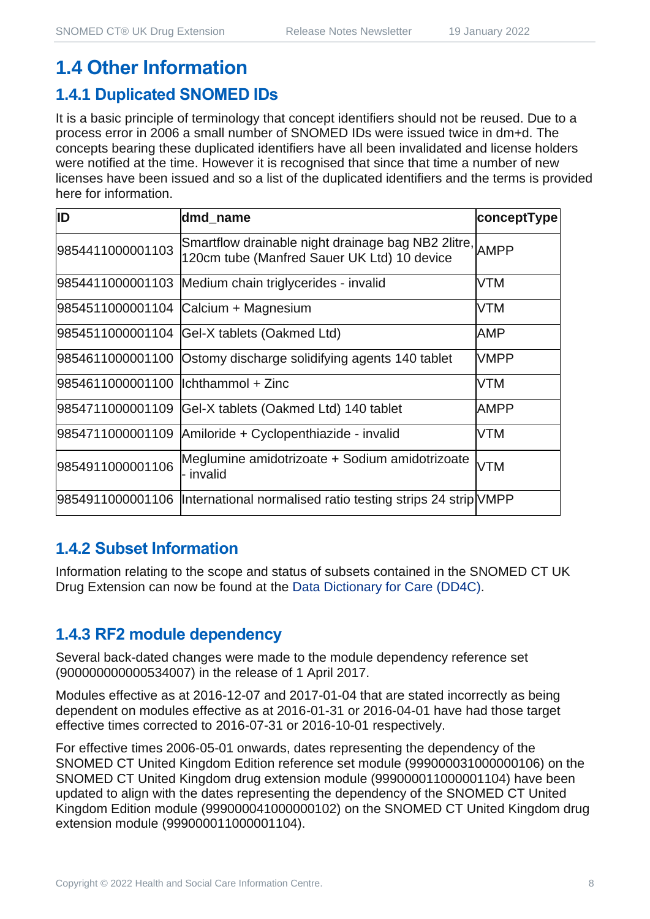## 1.4 Other Information

### 1.4.1 Duplicated SNOMED IDs

It is a basic principle of terminology that concept identifiers should not be reused. Due to a process error in 2006 a small number of SNOMED IDs were issued twice in dm+d. The concepts bearing these duplicated identifiers have all been invalidated and license holders were notified at the time. However it is recognised that since that time a number of new licenses have been issued and so a list of the duplicated identifiers and the terms is provided here for information.

| ID | dmd_name | conceptType |
|---|---|---|
| 9854411000001103 | Smartflow drainable night drainage bag NB2 2litre, 120cm tube (Manfred Sauer UK Ltd) 10 device | AMPP |
| 9854411000001103 | Medium chain triglycerides - invalid | VTM |
| 9854511000001104 | Calcium + Magnesium | VTM |
| 9854511000001104 | Gel-X tablets (Oakmed Ltd) | AMP |
| 9854611000001100 | Ostomy discharge solidifying agents 140 tablet | VMPP |
| 9854611000001100 | Ichthammol + Zinc | VTM |
| 9854711000001109 | Gel-X tablets (Oakmed Ltd) 140 tablet | AMPP |
| 9854711000001109 | Amiloride + Cyclopenthiazide - invalid | VTM |
| 9854911000001106 | Meglumine amidotrizoate + Sodium amidotrizoate - invalid | VTM |
| 9854911000001106 | International normalised ratio testing strips 24 strip | VMPP |

### 1.4.2 Subset Information

Information relating to the scope and status of subsets contained in the SNOMED CT UK Drug Extension can now be found at the Data Dictionary for Care (DD4C).

### 1.4.3 RF2 module dependency

Several back-dated changes were made to the module dependency reference set (900000000000534007) in the release of 1 April 2017.

Modules effective as at 2016-12-07 and 2017-01-04 that are stated incorrectly as being dependent on modules effective as at 2016-01-31 or 2016-04-01 have had those target effective times corrected to 2016-07-31 or 2016-10-01 respectively.

For effective times 2006-05-01 onwards, dates representing the dependency of the SNOMED CT United Kingdom Edition reference set module (999000031000000106) on the SNOMED CT United Kingdom drug extension module (999000011000001104) have been updated to align with the dates representing the dependency of the SNOMED CT United Kingdom Edition module (999000041000000102) on the SNOMED CT United Kingdom drug extension module (999000011000001104).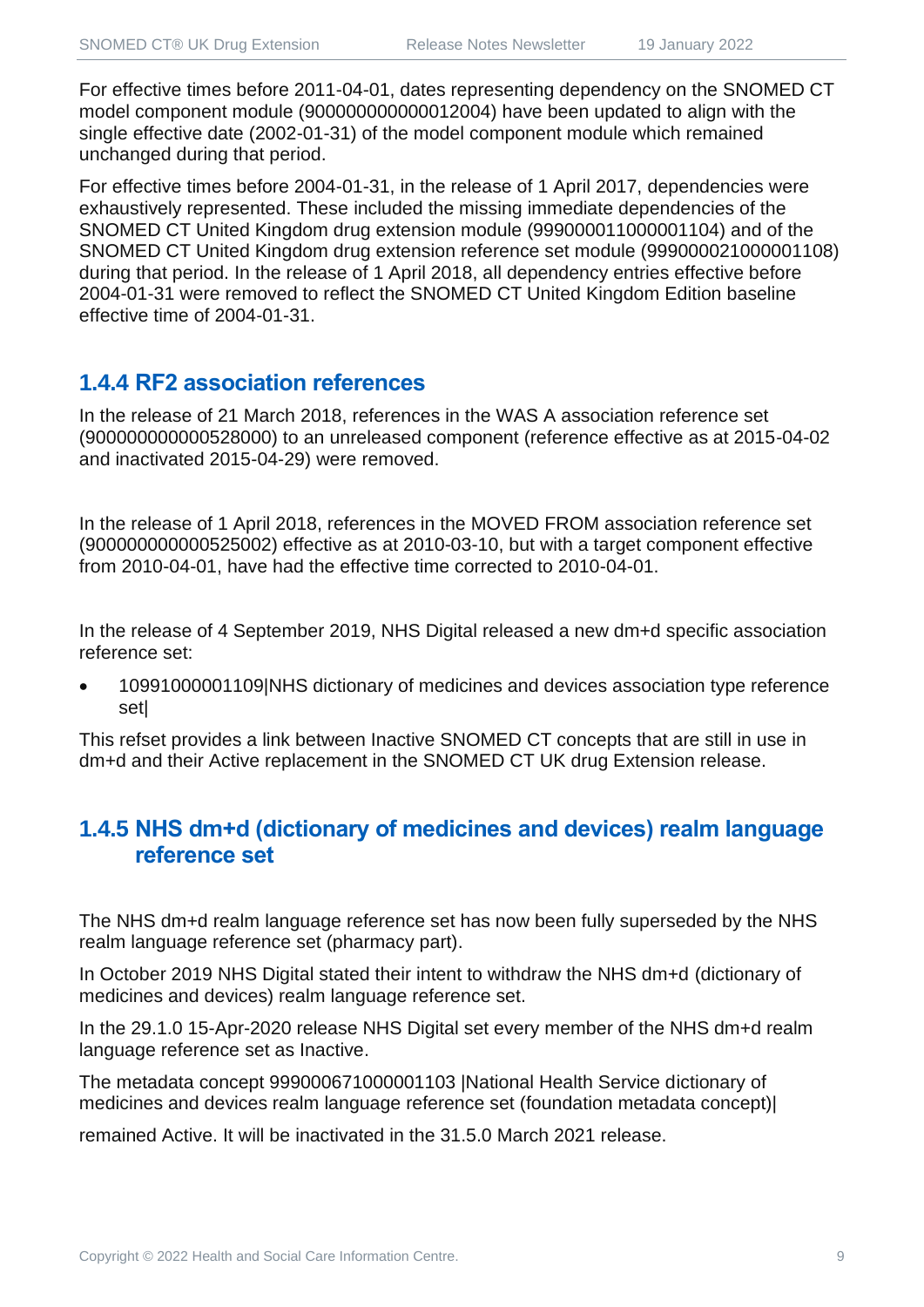For effective times before 2011-04-01, dates representing dependency on the SNOMED CT model component module (900000000000012004) have been updated to align with the single effective date (2002-01-31) of the model component module which remained unchanged during that period.

For effective times before 2004-01-31, in the release of 1 April 2017, dependencies were exhaustively represented. These included the missing immediate dependencies of the SNOMED CT United Kingdom drug extension module (999000011000001104) and of the SNOMED CT United Kingdom drug extension reference set module (999000021000001108) during that period. In the release of 1 April 2018, all dependency entries effective before 2004-01-31 were removed to reflect the SNOMED CT United Kingdom Edition baseline effective time of 2004-01-31.

### 1.4.4 RF2 association references

In the release of 21 March 2018, references in the WAS A association reference set (900000000000528000) to an unreleased component (reference effective as at 2015-04-02 and inactivated 2015-04-29) were removed.

In the release of 1 April 2018, references in the MOVED FROM association reference set (900000000000525002) effective as at 2010-03-10, but with a target component effective from 2010-04-01, have had the effective time corrected to 2010-04-01.

In the release of 4 September 2019, NHS Digital released a new dm+d specific association reference set:

- 10991000001109|NHS dictionary of medicines and devices association type reference set|

This refset provides a link between Inactive SNOMED CT concepts that are still in use in dm+d and their Active replacement in the SNOMED CT UK drug Extension release.

### 1.4.5 NHS dm+d (dictionary of medicines and devices) realm language reference set

The NHS dm+d realm language reference set has now been fully superseded by the NHS realm language reference set (pharmacy part).

In October 2019 NHS Digital stated their intent to withdraw the NHS dm+d (dictionary of medicines and devices) realm language reference set.

In the 29.1.0 15-Apr-2020 release NHS Digital set every member of the NHS dm+d realm language reference set as Inactive.

The metadata concept 999000671000001103 |National Health Service dictionary of medicines and devices realm language reference set (foundation metadata concept)|

remained Active. It will be inactivated in the 31.5.0 March 2021 release.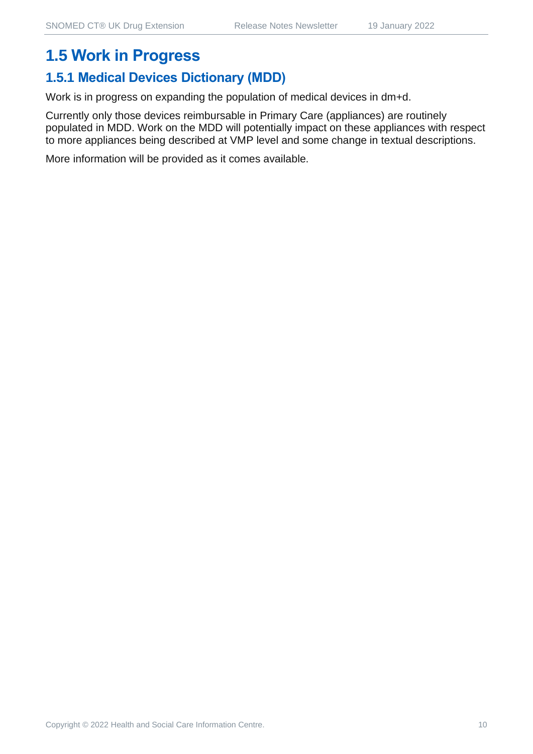## 1.5 Work in Progress

### 1.5.1 Medical Devices Dictionary (MDD)

Work is in progress on expanding the population of medical devices in dm+d.

Currently only those devices reimbursable in Primary Care (appliances) are routinely populated in MDD. Work on the MDD will potentially impact on these appliances with respect to more appliances being described at VMP level and some change in textual descriptions.

More information will be provided as it comes available.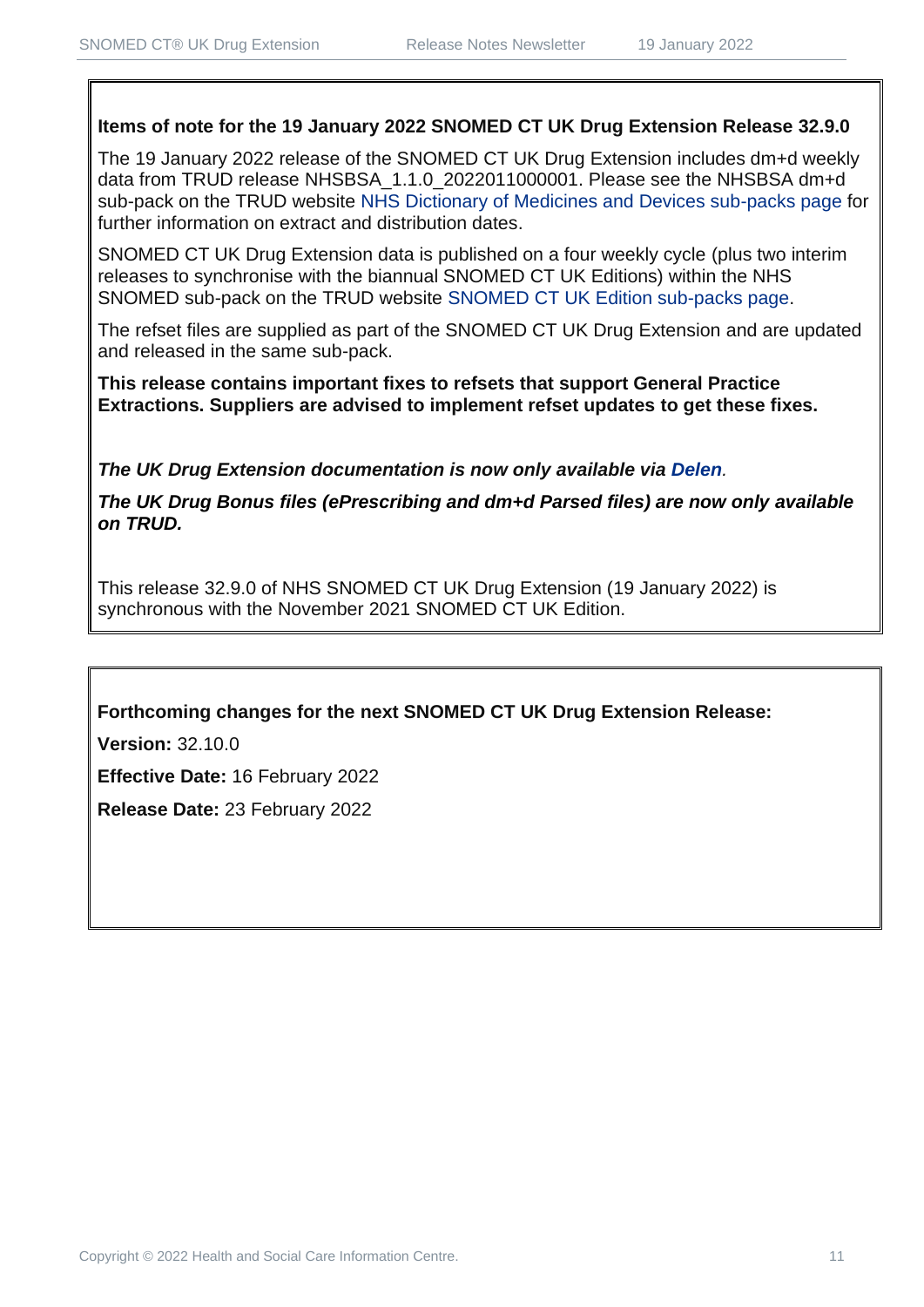**Items of note for the 19 January 2022 SNOMED CT UK Drug Extension Release 32.9.0**

The 19 January 2022 release of the SNOMED CT UK Drug Extension includes dm+d weekly data from TRUD release NHSBSA_1.1.0_2022011000001. Please see the NHSBSA dm+d sub-pack on the TRUD website NHS Dictionary of Medicines and Devices sub-packs page for further information on extract and distribution dates.

SNOMED CT UK Drug Extension data is published on a four weekly cycle (plus two interim releases to synchronise with the biannual SNOMED CT UK Editions) within the NHS SNOMED sub-pack on the TRUD website SNOMED CT UK Edition sub-packs page.

The refset files are supplied as part of the SNOMED CT UK Drug Extension and are updated and released in the same sub-pack.

**This release contains important fixes to refsets that support General Practice Extractions. Suppliers are advised to implement refset updates to get these fixes.**

***The UK Drug Extension documentation is now only available via Delen.***

***The UK Drug Bonus files (ePrescribing and dm+d Parsed files) are now only available on TRUD.***

This release 32.9.0 of NHS SNOMED CT UK Drug Extension (19 January 2022) is synchronous with the November 2021 SNOMED CT UK Edition.

**Forthcoming changes for the next SNOMED CT UK Drug Extension Release:**

**Version:** 32.10.0

**Effective Date:** 16 February 2022

**Release Date:** 23 February 2022